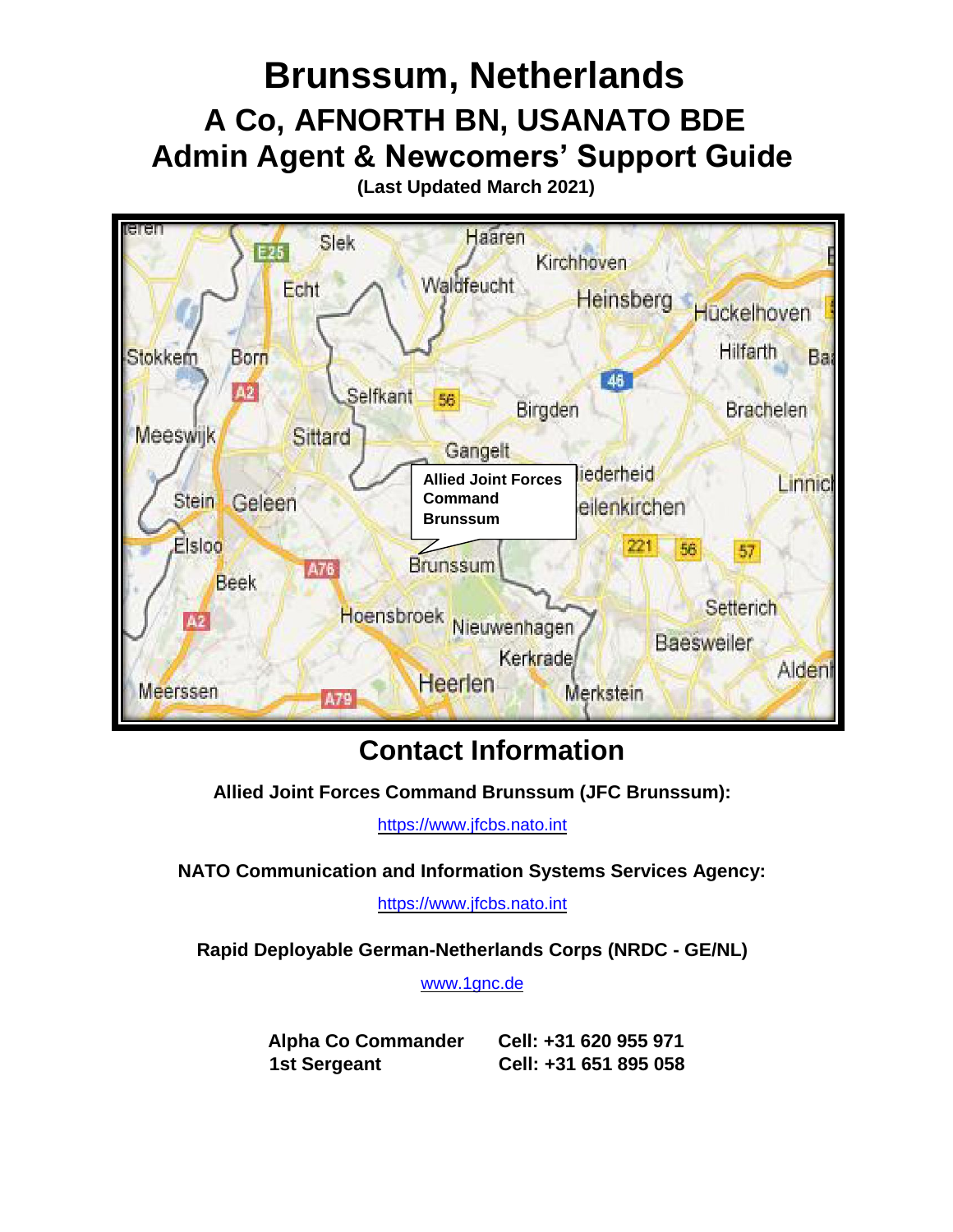# Brunssum, Netherlands

## A Co, AFNORTH BN, USANATO BDE

## Admin Agent & Newcomers' Support Guide

**(Last Updated March 2021)**

## Contact Information

**Allied Joint Forces Command Brunssum (JFC Brunssum):**

https://www.jfcbs.nato.int

**NATO Communication and Information Systems Services Agency:**

https://www.jfcbs.nato.int

**Rapid Deployable German-Netherlands Corps (NRDC - GE/NL)**

www.1gnc.de

| | |
|---|---|
| **Alpha Co Commander** | **Cell: +31 620 955 971** |
| **1st Sergeant** | **Cell: +31 651 895 058** |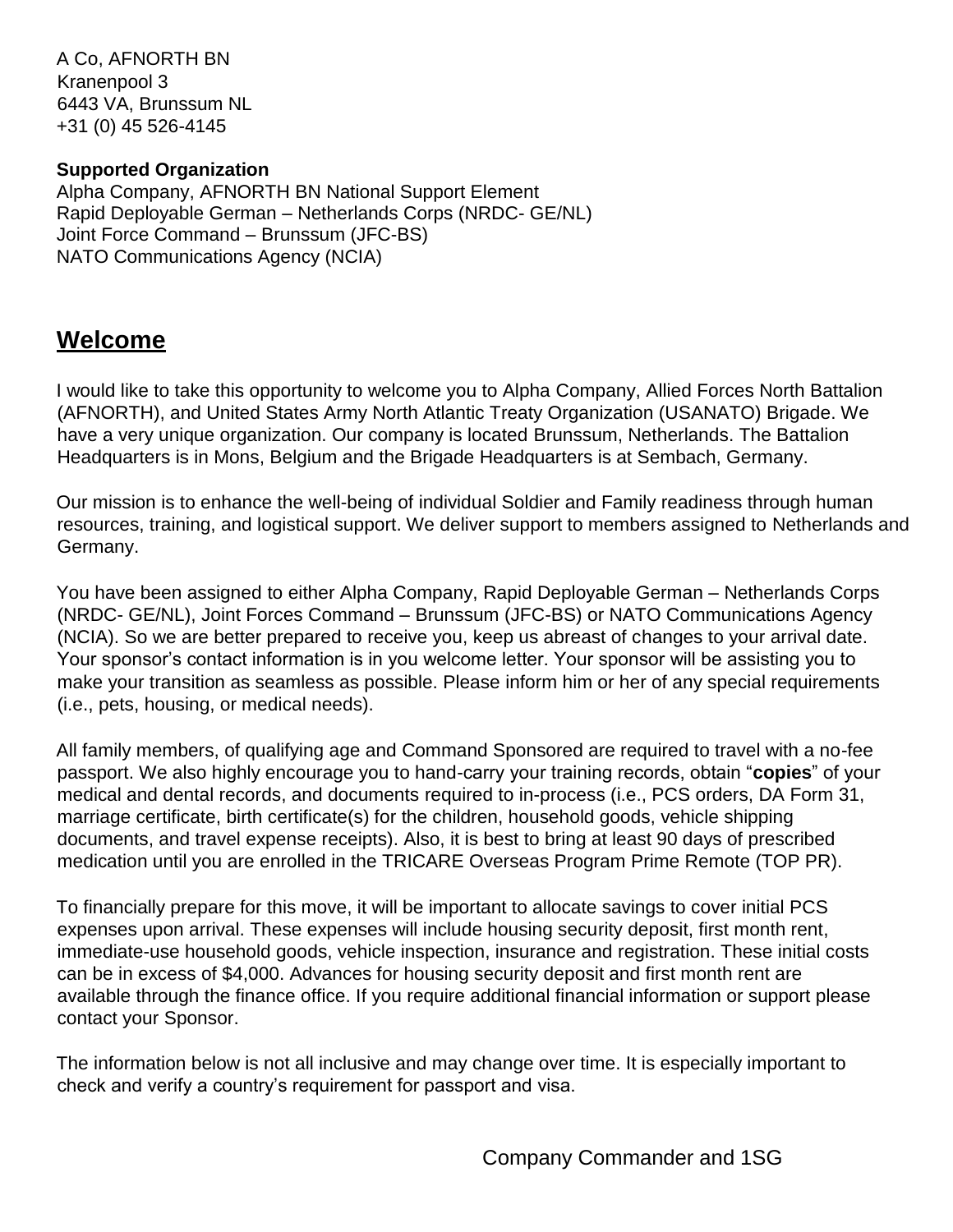A Co, AFNORTH BN
Kranenpool 3
6443 VA, Brunssum NL
+31 (0) 45 526-4145

**Supported Organization**
Alpha Company, AFNORTH BN National Support Element
Rapid Deployable German – Netherlands Corps (NRDC- GE/NL)
Joint Force Command – Brunssum (JFC-BS)
NATO Communications Agency (NCIA)

## Welcome

I would like to take this opportunity to welcome you to Alpha Company, Allied Forces North Battalion (AFNORTH), and United States Army North Atlantic Treaty Organization (USANATO) Brigade. We have a very unique organization. Our company is located Brunssum, Netherlands. The Battalion Headquarters is in Mons, Belgium and the Brigade Headquarters is at Sembach, Germany.

Our mission is to enhance the well-being of individual Soldier and Family readiness through human resources, training, and logistical support. We deliver support to members assigned to Netherlands and Germany.

You have been assigned to either Alpha Company, Rapid Deployable German – Netherlands Corps (NRDC- GE/NL), Joint Forces Command – Brunssum (JFC-BS) or NATO Communications Agency (NCIA). So we are better prepared to receive you, keep us abreast of changes to your arrival date. Your sponsor's contact information is in you welcome letter. Your sponsor will be assisting you to make your transition as seamless as possible. Please inform him or her of any special requirements (i.e., pets, housing, or medical needs).

All family members, of qualifying age and Command Sponsored are required to travel with a no-fee passport. We also highly encourage you to hand-carry your training records, obtain "**copies**" of your medical and dental records, and documents required to in-process (i.e., PCS orders, DA Form 31, marriage certificate, birth certificate(s) for the children, household goods, vehicle shipping documents, and travel expense receipts). Also, it is best to bring at least 90 days of prescribed medication until you are enrolled in the TRICARE Overseas Program Prime Remote (TOP PR).

To financially prepare for this move, it will be important to allocate savings to cover initial PCS expenses upon arrival. These expenses will include housing security deposit, first month rent, immediate-use household goods, vehicle inspection, insurance and registration. These initial costs can be in excess of $4,000. Advances for housing security deposit and first month rent are available through the finance office. If you require additional financial information or support please contact your Sponsor.

The information below is not all inclusive and may change over time. It is especially important to check and verify a country's requirement for passport and visa.

Company Commander and 1SG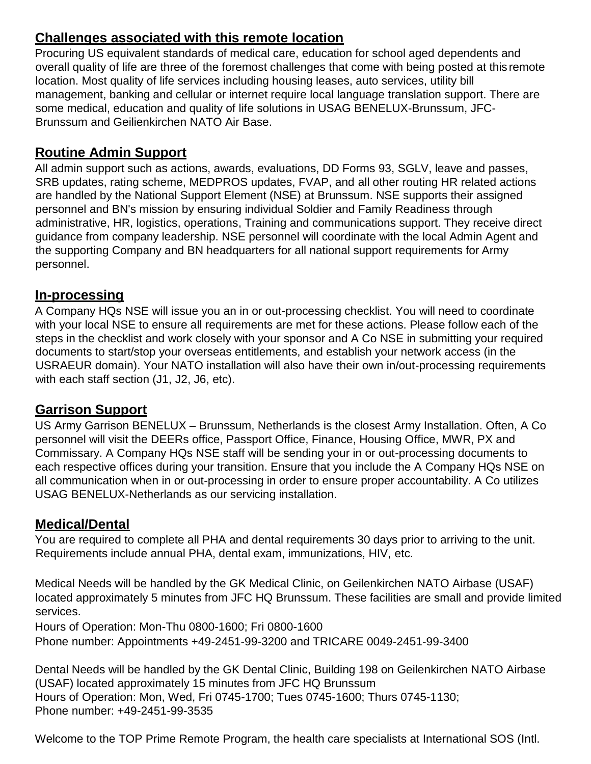## Challenges associated with this remote location

Procuring US equivalent standards of medical care, education for school aged dependents and overall quality of life are three of the foremost challenges that come with being posted at this remote location. Most quality of life services including housing leases, auto services, utility bill management, banking and cellular or internet require local language translation support. There are some medical, education and quality of life solutions in USAG BENELUX-Brunssum, JFC-Brunssum and Geilienkirchen NATO Air Base.

## Routine Admin Support

All admin support such as actions, awards, evaluations, DD Forms 93, SGLV, leave and passes, SRB updates, rating scheme, MEDPROS updates, FVAP, and all other routing HR related actions are handled by the National Support Element (NSE) at Brunssum. NSE supports their assigned personnel and BN's mission by ensuring individual Soldier and Family Readiness through administrative, HR, logistics, operations, Training and communications support. They receive direct guidance from company leadership. NSE personnel will coordinate with the local Admin Agent and the supporting Company and BN headquarters for all national support requirements for Army personnel.

## In-processing

A Company HQs NSE will issue you an in or out-processing checklist. You will need to coordinate with your local NSE to ensure all requirements are met for these actions. Please follow each of the steps in the checklist and work closely with your sponsor and A Co NSE in submitting your required documents to start/stop your overseas entitlements, and establish your network access (in the USRAEUR domain). Your NATO installation will also have their own in/out-processing requirements with each staff section (J1, J2, J6, etc).

## Garrison Support

US Army Garrison BENELUX – Brunssum, Netherlands is the closest Army Installation. Often, A Co personnel will visit the DEERs office, Passport Office, Finance, Housing Office, MWR, PX and Commissary. A Company HQs NSE staff will be sending your in or out-processing documents to each respective offices during your transition. Ensure that you include the A Company HQs NSE on all communication when in or out-processing in order to ensure proper accountability. A Co utilizes USAG BENELUX-Netherlands as our servicing installation.

## Medical/Dental

You are required to complete all PHA and dental requirements 30 days prior to arriving to the unit. Requirements include annual PHA, dental exam, immunizations, HIV, etc.

Medical Needs will be handled by the GK Medical Clinic, on Geilenkirchen NATO Airbase (USAF) located approximately 5 minutes from JFC HQ Brunssum. These facilities are small and provide limited services.
Hours of Operation: Mon-Thu 0800-1600; Fri 0800-1600
Phone number: Appointments +49-2451-99-3200 and TRICARE 0049-2451-99-3400

Dental Needs will be handled by the GK Dental Clinic, Building 198 on Geilenkirchen NATO Airbase (USAF) located approximately 15 minutes from JFC HQ Brunssum
Hours of Operation: Mon, Wed, Fri 0745-1700; Tues 0745-1600; Thurs 0745-1130;
Phone number: +49-2451-99-3535

Welcome to the TOP Prime Remote Program, the health care specialists at International SOS (Intl.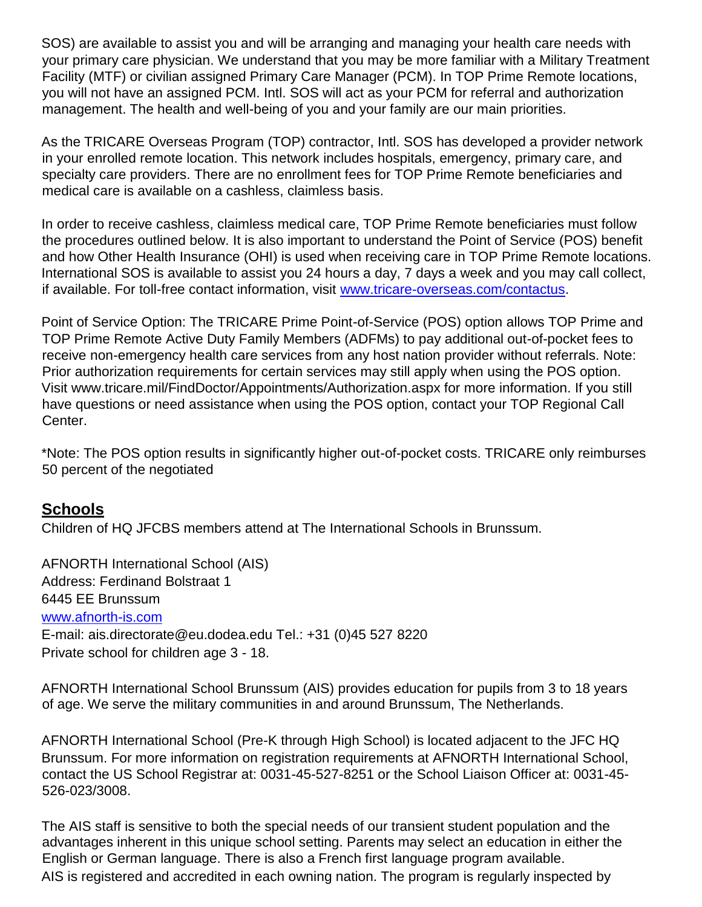SOS) are available to assist you and will be arranging and managing your health care needs with your primary care physician. We understand that you may be more familiar with a Military Treatment Facility (MTF) or civilian assigned Primary Care Manager (PCM). In TOP Prime Remote locations, you will not have an assigned PCM. Intl. SOS will act as your PCM for referral and authorization management. The health and well-being of you and your family are our main priorities.

As the TRICARE Overseas Program (TOP) contractor, Intl. SOS has developed a provider network in your enrolled remote location. This network includes hospitals, emergency, primary care, and specialty care providers. There are no enrollment fees for TOP Prime Remote beneficiaries and medical care is available on a cashless, claimless basis.

In order to receive cashless, claimless medical care, TOP Prime Remote beneficiaries must follow the procedures outlined below. It is also important to understand the Point of Service (POS) benefit and how Other Health Insurance (OHI) is used when receiving care in TOP Prime Remote locations. International SOS is available to assist you 24 hours a day, 7 days a week and you may call collect, if available. For toll-free contact information, visit [www.tricare-overseas.com/contactus](www.tricare-overseas.com/contactus).

Point of Service Option: The TRICARE Prime Point-of-Service (POS) option allows TOP Prime and TOP Prime Remote Active Duty Family Members (ADFMs) to pay additional out-of-pocket fees to receive non-emergency health care services from any host nation provider without referrals. Note: Prior authorization requirements for certain services may still apply when using the POS option. Visit www.tricare.mil/FindDoctor/Appointments/Authorization.aspx for more information. If you still have questions or need assistance when using the POS option, contact your TOP Regional Call Center.

*Note: The POS option results in significantly higher out-of-pocket costs. TRICARE only reimburses 50 percent of the negotiated

## Schools

Children of HQ JFCBS members attend at The International Schools in Brunssum.

AFNORTH International School (AIS)  
Address: Ferdinand Bolstraat 1  
6445 EE Brunssum  
[www.afnorth-is.com](www.afnorth-is.com)  
E-mail: ais.directorate@eu.dodea.edu Tel.: +31 (0)45 527 8220  
Private school for children age 3 - 18.

AFNORTH International School Brunssum (AIS) provides education for pupils from 3 to 18 years of age. We serve the military communities in and around Brunssum, The Netherlands.

AFNORTH International School (Pre-K through High School) is located adjacent to the JFC HQ Brunssum. For more information on registration requirements at AFNORTH International School, contact the US School Registrar at: 0031-45-527-8251 or the School Liaison Officer at: 0031-45-526-023/3008.

The AIS staff is sensitive to both the special needs of our transient student population and the advantages inherent in this unique school setting. Parents may select an education in either the English or German language. There is also a French first language program available.
AIS is registered and accredited in each owning nation. The program is regularly inspected by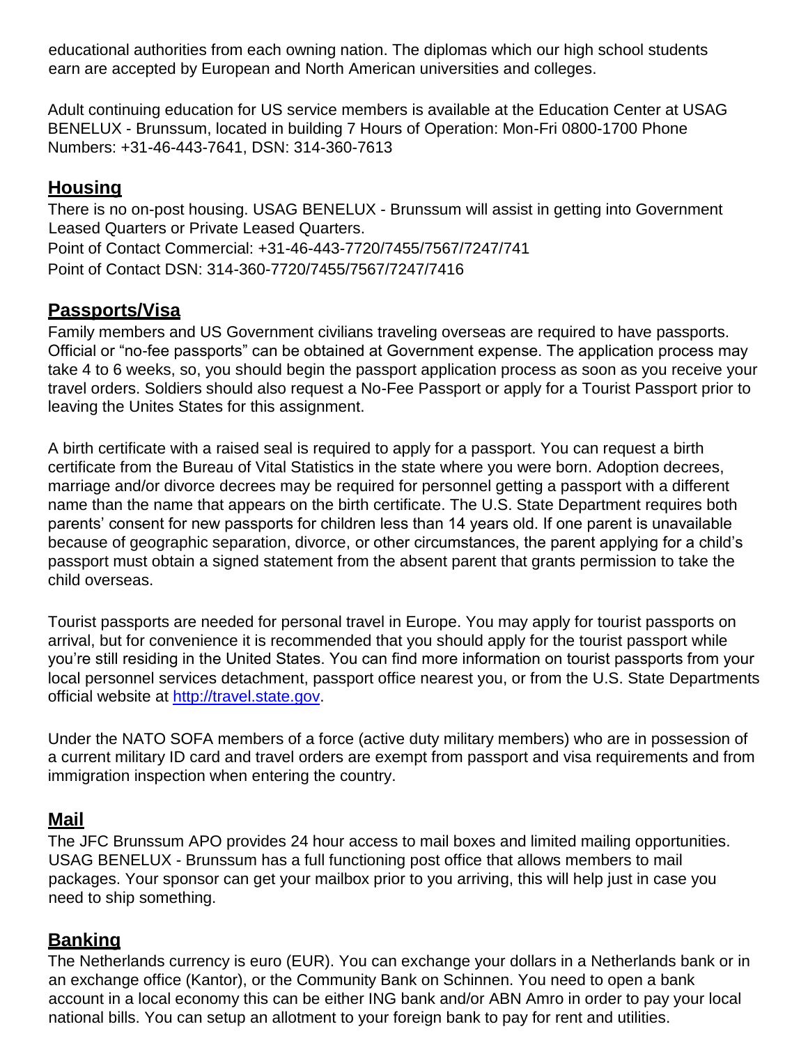educational authorities from each owning nation. The diplomas which our high school students earn are accepted by European and North American universities and colleges.

Adult continuing education for US service members is available at the Education Center at USAG BENELUX - Brunssum, located in building 7 Hours of Operation: Mon-Fri 0800-1700 Phone Numbers: +31-46-443-7641, DSN: 314-360-7613

## Housing

There is no on-post housing. USAG BENELUX - Brunssum will assist in getting into Government Leased Quarters or Private Leased Quarters.
Point of Contact Commercial: +31-46-443-7720/7455/7567/7247/741
Point of Contact DSN: 314-360-7720/7455/7567/7247/7416

## Passports/Visa

Family members and US Government civilians traveling overseas are required to have passports. Official or "no-fee passports" can be obtained at Government expense. The application process may take 4 to 6 weeks, so, you should begin the passport application process as soon as you receive your travel orders. Soldiers should also request a No-Fee Passport or apply for a Tourist Passport prior to leaving the Unites States for this assignment.

A birth certificate with a raised seal is required to apply for a passport. You can request a birth certificate from the Bureau of Vital Statistics in the state where you were born. Adoption decrees, marriage and/or divorce decrees may be required for personnel getting a passport with a different name than the name that appears on the birth certificate. The U.S. State Department requires both parents' consent for new passports for children less than 14 years old. If one parent is unavailable because of geographic separation, divorce, or other circumstances, the parent applying for a child's passport must obtain a signed statement from the absent parent that grants permission to take the child overseas.

Tourist passports are needed for personal travel in Europe. You may apply for tourist passports on arrival, but for convenience it is recommended that you should apply for the tourist passport while you're still residing in the United States. You can find more information on tourist passports from your local personnel services detachment, passport office nearest you, or from the U.S. State Departments official website at [http://travel.state.gov](http://travel.state.gov).

Under the NATO SOFA members of a force (active duty military members) who are in possession of a current military ID card and travel orders are exempt from passport and visa requirements and from immigration inspection when entering the country.

## Mail

The JFC Brunssum APO provides 24 hour access to mail boxes and limited mailing opportunities. USAG BENELUX - Brunssum has a full functioning post office that allows members to mail packages. Your sponsor can get your mailbox prior to you arriving, this will help just in case you need to ship something.

## Banking

The Netherlands currency is euro (EUR). You can exchange your dollars in a Netherlands bank or in an exchange office (Kantor), or the Community Bank on Schinnen. You need to open a bank account in a local economy this can be either ING bank and/or ABN Amro in order to pay your local national bills. You can setup an allotment to your foreign bank to pay for rent and utilities.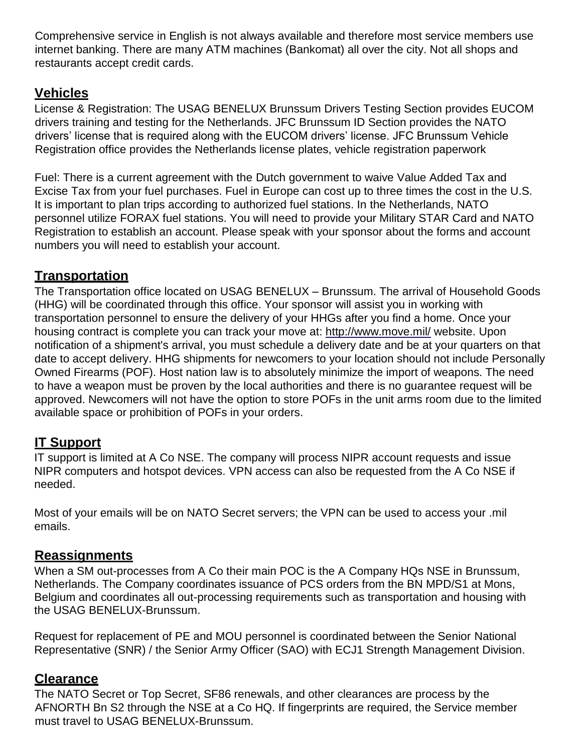Comprehensive service in English is not always available and therefore most service members use internet banking. There are many ATM machines (Bankomat) all over the city. Not all shops and restaurants accept credit cards.

## Vehicles

License & Registration: The USAG BENELUX Brunssum Drivers Testing Section provides EUCOM drivers training and testing for the Netherlands. JFC Brunssum ID Section provides the NATO drivers' license that is required along with the EUCOM drivers' license. JFC Brunssum Vehicle Registration office provides the Netherlands license plates, vehicle registration paperwork

Fuel: There is a current agreement with the Dutch government to waive Value Added Tax and Excise Tax from your fuel purchases. Fuel in Europe can cost up to three times the cost in the U.S. It is important to plan trips according to authorized fuel stations. In the Netherlands, NATO personnel utilize FORAX fuel stations. You will need to provide your Military STAR Card and NATO Registration to establish an account. Please speak with your sponsor about the forms and account numbers you will need to establish your account.

## Transportation

The Transportation office located on USAG BENELUX – Brunssum. The arrival of Household Goods (HHG) will be coordinated through this office. Your sponsor will assist you in working with transportation personnel to ensure the delivery of your HHGs after you find a home. Once your housing contract is complete you can track your move at: http://www.move.mil/ website. Upon notification of a shipment's arrival, you must schedule a delivery date and be at your quarters on that date to accept delivery. HHG shipments for newcomers to your location should not include Personally Owned Firearms (POF). Host nation law is to absolutely minimize the import of weapons. The need to have a weapon must be proven by the local authorities and there is no guarantee request will be approved. Newcomers will not have the option to store POFs in the unit arms room due to the limited available space or prohibition of POFs in your orders.

## IT Support

IT support is limited at A Co NSE. The company will process NIPR account requests and issue NIPR computers and hotspot devices. VPN access can also be requested from the A Co NSE if needed.

Most of your emails will be on NATO Secret servers; the VPN can be used to access your .mil emails.

## Reassignments

When a SM out-processes from A Co their main POC is the A Company HQs NSE in Brunssum, Netherlands. The Company coordinates issuance of PCS orders from the BN MPD/S1 at Mons, Belgium and coordinates all out-processing requirements such as transportation and housing with the USAG BENELUX-Brunssum.

Request for replacement of PE and MOU personnel is coordinated between the Senior National Representative (SNR) / the Senior Army Officer (SAO) with ECJ1 Strength Management Division.

## Clearance

The NATO Secret or Top Secret, SF86 renewals, and other clearances are process by the AFNORTH Bn S2 through the NSE at a Co HQ. If fingerprints are required, the Service member must travel to USAG BENELUX-Brunssum.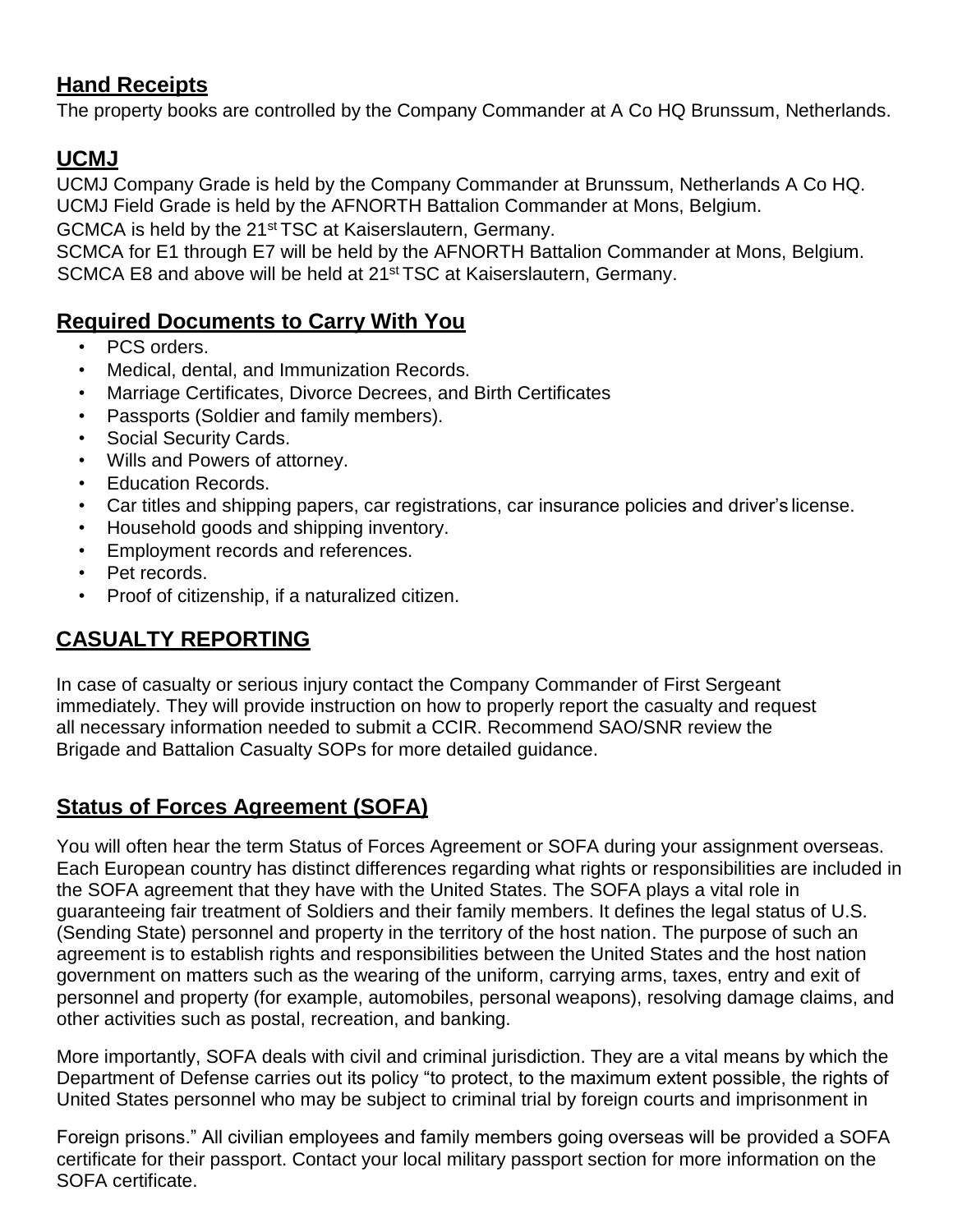## Hand Receipts

The property books are controlled by the Company Commander at A Co HQ Brunssum, Netherlands.

## UCMJ

UCMJ Company Grade is held by the Company Commander at Brunssum, Netherlands A Co HQ.
UCMJ Field Grade is held by the AFNORTH Battalion Commander at Mons, Belgium.
GCMCA is held by the 21st TSC at Kaiserslautern, Germany.
SCMCA for E1 through E7 will be held by the AFNORTH Battalion Commander at Mons, Belgium.
SCMCA E8 and above will be held at 21st TSC at Kaiserslautern, Germany.

## Required Documents to Carry With You

- PCS orders.
- Medical, dental, and Immunization Records.
- Marriage Certificates, Divorce Decrees, and Birth Certificates
- Passports (Soldier and family members).
- Social Security Cards.
- Wills and Powers of attorney.
- Education Records.
- Car titles and shipping papers, car registrations, car insurance policies and driver's license.
- Household goods and shipping inventory.
- Employment records and references.
- Pet records.
- Proof of citizenship, if a naturalized citizen.

## CASUALTY REPORTING

In case of casualty or serious injury contact the Company Commander of First Sergeant immediately. They will provide instruction on how to properly report the casualty and request all necessary information needed to submit a CCIR. Recommend SAO/SNR review the Brigade and Battalion Casualty SOPs for more detailed guidance.

## Status of Forces Agreement (SOFA)

You will often hear the term Status of Forces Agreement or SOFA during your assignment overseas. Each European country has distinct differences regarding what rights or responsibilities are included in the SOFA agreement that they have with the United States. The SOFA plays a vital role in guaranteeing fair treatment of Soldiers and their family members. It defines the legal status of U.S. (Sending State) personnel and property in the territory of the host nation. The purpose of such an agreement is to establish rights and responsibilities between the United States and the host nation government on matters such as the wearing of the uniform, carrying arms, taxes, entry and exit of personnel and property (for example, automobiles, personal weapons), resolving damage claims, and other activities such as postal, recreation, and banking.

More importantly, SOFA deals with civil and criminal jurisdiction. They are a vital means by which the Department of Defense carries out its policy "to protect, to the maximum extent possible, the rights of United States personnel who may be subject to criminal trial by foreign courts and imprisonment in Foreign prisons." All civilian employees and family members going overseas will be provided a SOFA certificate for their passport. Contact your local military passport section for more information on the SOFA certificate.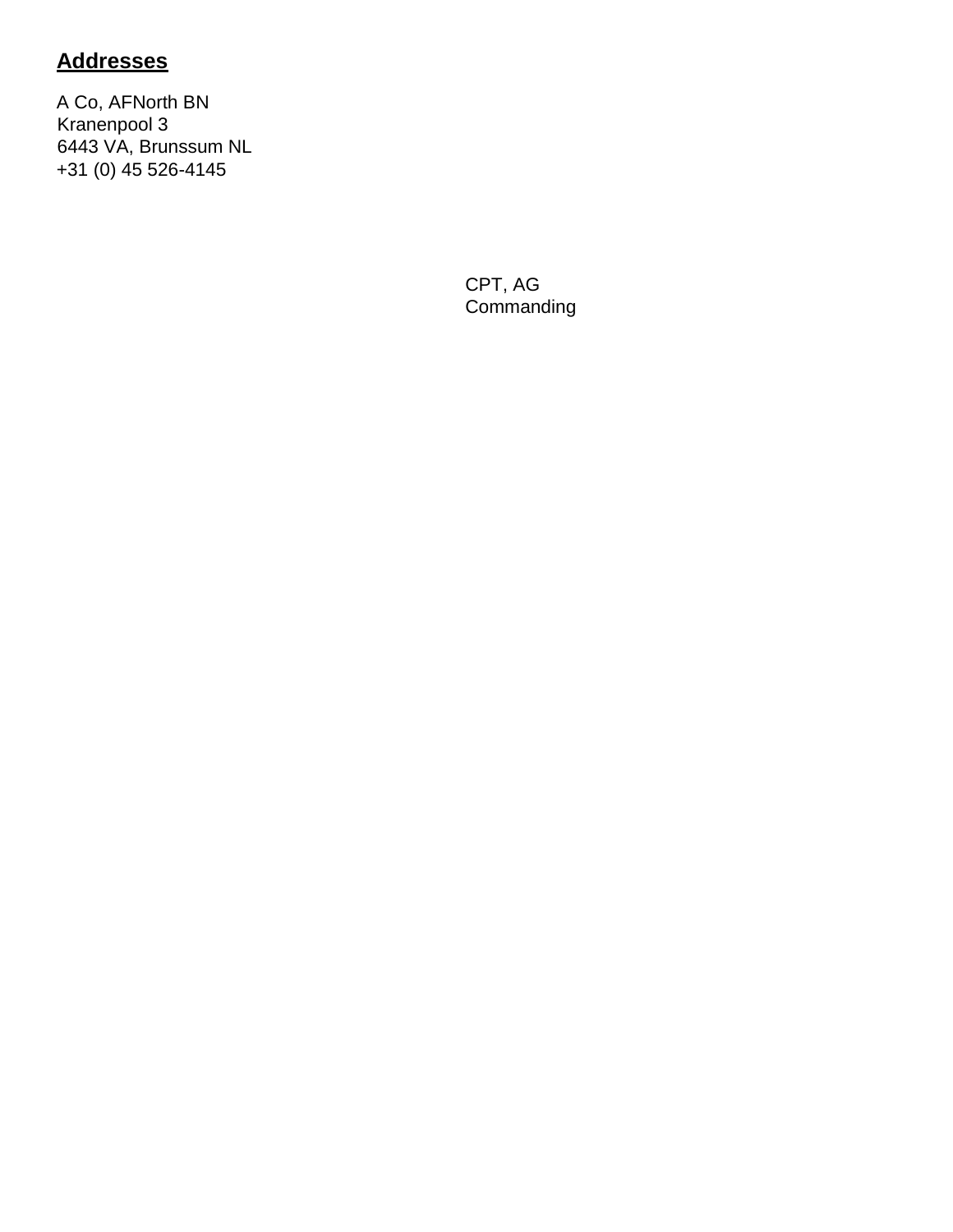## **Addresses**

A Co, AFNorth BN
Kranenpool 3
6443 VA, Brunssum NL
+31 (0) 45 526-4145

CPT, AG
Commanding